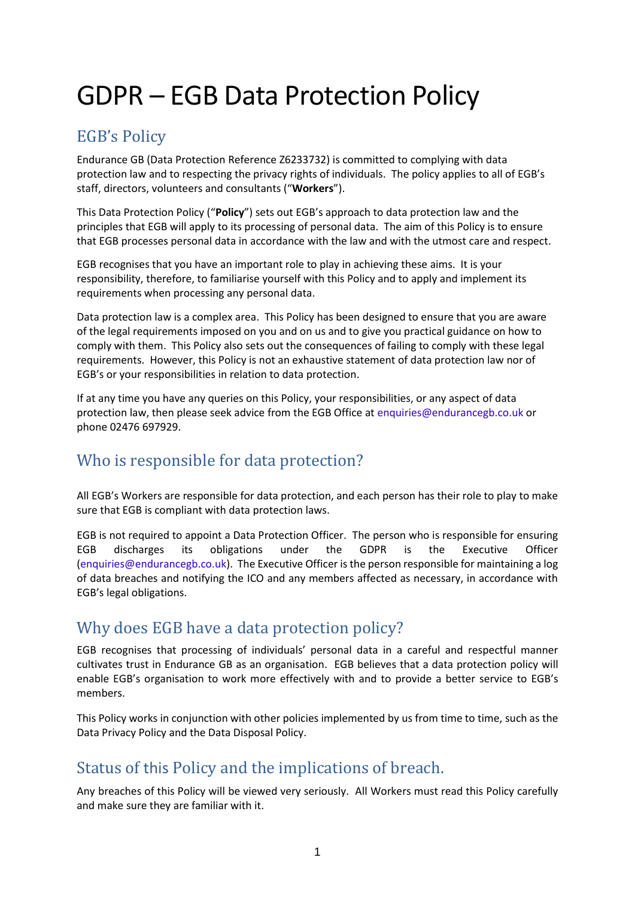# GDPR – EGB Data Protection Policy

## EGB's Policy

Endurance GB (Data Protection Reference Z6233732) is committed to complying with data protection law and to respecting the privacy rights of individuals. The policy applies to all of EGB's staff, directors, volunteers and consultants ("**Workers**").

This Data Protection Policy ("**Policy**") sets out EGB's approach to data protection law and the principles that EGB will apply to its processing of personal data. The aim of this Policy is to ensure that EGB processes personal data in accordance with the law and with the utmost care and respect.

EGB recognises that you have an important role to play in achieving these aims. It is your responsibility, therefore, to familiarise yourself with this Policy and to apply and implement its requirements when processing any personal data.

Data protection law is a complex area. This Policy has been designed to ensure that you are aware of the legal requirements imposed on you and on us and to give you practical guidance on how to comply with them. This Policy also sets out the consequences of failing to comply with these legal requirements. However, this Policy is not an exhaustive statement of data protection law nor of EGB's or your responsibilities in relation to data protection.

If at any time you have any queries on this Policy, your responsibilities, or any aspect of data protection law, then please seek advice from the EGB Office at enquiries@endurancegb.co.uk or phone 02476 697929.

## Who is responsible for data protection?

All EGB's Workers are responsible for data protection, and each person has their role to play to make sure that EGB is compliant with data protection laws.

EGB is not required to appoint a Data Protection Officer. The person who is responsible for ensuring EGB discharges its obligations under the GDPR is the Executive Officer (enquiries@endurancegb.co.uk). The Executive Officer is the person responsible for maintaining a log of data breaches and notifying the ICO and any members affected as necessary, in accordance with EGB's legal obligations.

## Why does EGB have a data protection policy?

EGB recognises that processing of individuals' personal data in a careful and respectful manner cultivates trust in Endurance GB as an organisation. EGB believes that a data protection policy will enable EGB's organisation to work more effectively with and to provide a better service to EGB's members.

This Policy works in conjunction with other policies implemented by us from time to time, such as the Data Privacy Policy and the Data Disposal Policy.

## Status of this Policy and the implications of breach.

Any breaches of this Policy will be viewed very seriously. All Workers must read this Policy carefully and make sure they are familiar with it.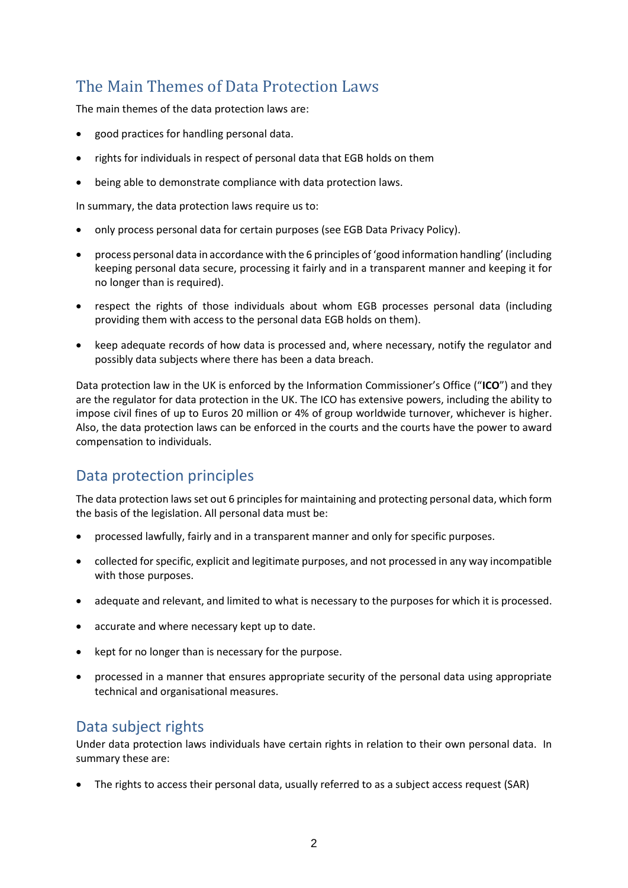## The Main Themes of Data Protection Laws

The main themes of the data protection laws are:

- good practices for handling personal data.
- rights for individuals in respect of personal data that EGB holds on them
- being able to demonstrate compliance with data protection laws.

In summary, the data protection laws require us to:

- only process personal data for certain purposes (see EGB Data Privacy Policy).
- process personal data in accordance with the 6 principles of 'good information handling' (including keeping personal data secure, processing it fairly and in a transparent manner and keeping it for no longer than is required).
- respect the rights of those individuals about whom EGB processes personal data (including providing them with access to the personal data EGB holds on them).
- keep adequate records of how data is processed and, where necessary, notify the regulator and possibly data subjects where there has been a data breach.

Data protection law in the UK is enforced by the Information Commissioner's Office ("**ICO**") and they are the regulator for data protection in the UK. The ICO has extensive powers, including the ability to impose civil fines of up to Euros 20 million or 4% of group worldwide turnover, whichever is higher. Also, the data protection laws can be enforced in the courts and the courts have the power to award compensation to individuals.

## Data protection principles

The data protection laws set out 6 principles for maintaining and protecting personal data, which form the basis of the legislation. All personal data must be:

- processed lawfully, fairly and in a transparent manner and only for specific purposes.
- collected for specific, explicit and legitimate purposes, and not processed in any way incompatible with those purposes.
- adequate and relevant, and limited to what is necessary to the purposes for which it is processed.
- accurate and where necessary kept up to date.
- kept for no longer than is necessary for the purpose.
- processed in a manner that ensures appropriate security of the personal data using appropriate technical and organisational measures.

## Data subject rights

Under data protection laws individuals have certain rights in relation to their own personal data. In summary these are:

- The rights to access their personal data, usually referred to as a subject access request (SAR)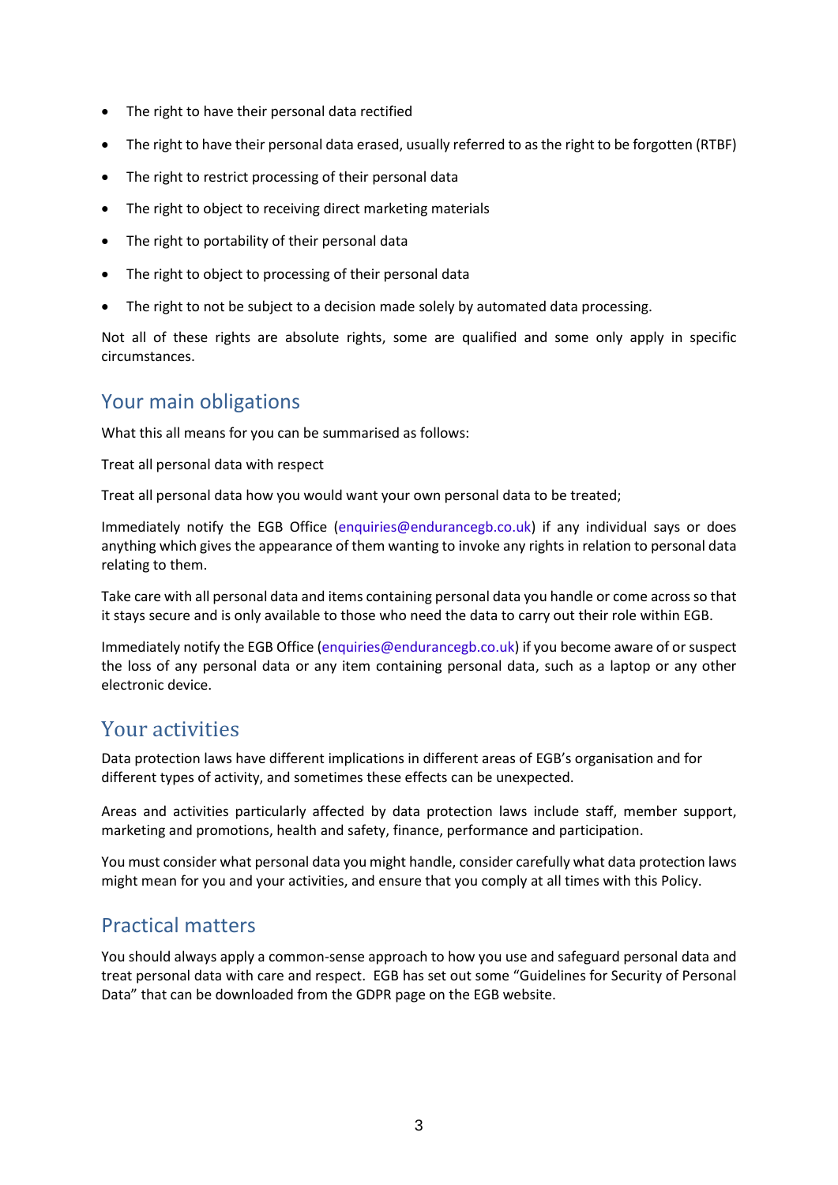- The right to have their personal data rectified
- The right to have their personal data erased, usually referred to as the right to be forgotten (RTBF)
- The right to restrict processing of their personal data
- The right to object to receiving direct marketing materials
- The right to portability of their personal data
- The right to object to processing of their personal data
- The right to not be subject to a decision made solely by automated data processing.

Not all of these rights are absolute rights, some are qualified and some only apply in specific circumstances.

## Your main obligations

What this all means for you can be summarised as follows:

Treat all personal data with respect

Treat all personal data how you would want your own personal data to be treated;

Immediately notify the EGB Office (enquiries@endurancegb.co.uk) if any individual says or does anything which gives the appearance of them wanting to invoke any rights in relation to personal data relating to them.

Take care with all personal data and items containing personal data you handle or come across so that it stays secure and is only available to those who need the data to carry out their role within EGB.

Immediately notify the EGB Office (enquiries@endurancegb.co.uk) if you become aware of or suspect the loss of any personal data or any item containing personal data, such as a laptop or any other electronic device.

## Your activities

Data protection laws have different implications in different areas of EGB's organisation and for different types of activity, and sometimes these effects can be unexpected.

Areas and activities particularly affected by data protection laws include staff, member support, marketing and promotions, health and safety, finance, performance and participation.

You must consider what personal data you might handle, consider carefully what data protection laws might mean for you and your activities, and ensure that you comply at all times with this Policy.

## Practical matters

You should always apply a common-sense approach to how you use and safeguard personal data and treat personal data with care and respect. EGB has set out some "Guidelines for Security of Personal Data" that can be downloaded from the GDPR page on the EGB website.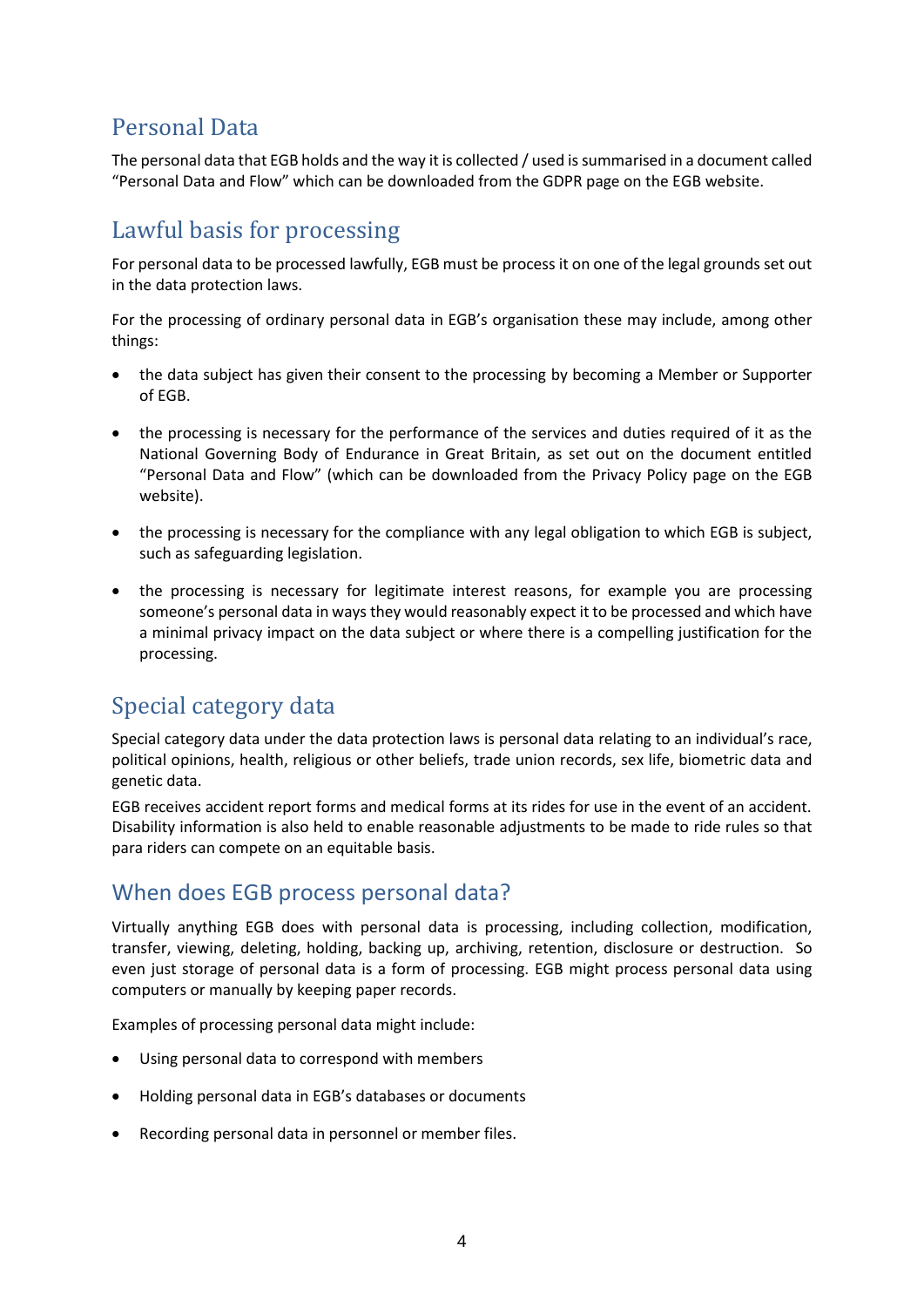## Personal Data

The personal data that EGB holds and the way it is collected / used is summarised in a document called "Personal Data and Flow" which can be downloaded from the GDPR page on the EGB website.

## Lawful basis for processing

For personal data to be processed lawfully, EGB must be process it on one of the legal grounds set out in the data protection laws.

For the processing of ordinary personal data in EGB's organisation these may include, among other things:

- the data subject has given their consent to the processing by becoming a Member or Supporter of EGB.
- the processing is necessary for the performance of the services and duties required of it as the National Governing Body of Endurance in Great Britain, as set out on the document entitled "Personal Data and Flow" (which can be downloaded from the Privacy Policy page on the EGB website).
- the processing is necessary for the compliance with any legal obligation to which EGB is subject, such as safeguarding legislation.
- the processing is necessary for legitimate interest reasons, for example you are processing someone's personal data in ways they would reasonably expect it to be processed and which have a minimal privacy impact on the data subject or where there is a compelling justification for the processing.

## Special category data

Special category data under the data protection laws is personal data relating to an individual's race, political opinions, health, religious or other beliefs, trade union records, sex life, biometric data and genetic data.

EGB receives accident report forms and medical forms at its rides for use in the event of an accident. Disability information is also held to enable reasonable adjustments to be made to ride rules so that para riders can compete on an equitable basis.

## When does EGB process personal data?

Virtually anything EGB does with personal data is processing, including collection, modification, transfer, viewing, deleting, holding, backing up, archiving, retention, disclosure or destruction. So even just storage of personal data is a form of processing. EGB might process personal data using computers or manually by keeping paper records.

Examples of processing personal data might include:

- Using personal data to correspond with members
- Holding personal data in EGB's databases or documents
- Recording personal data in personnel or member files.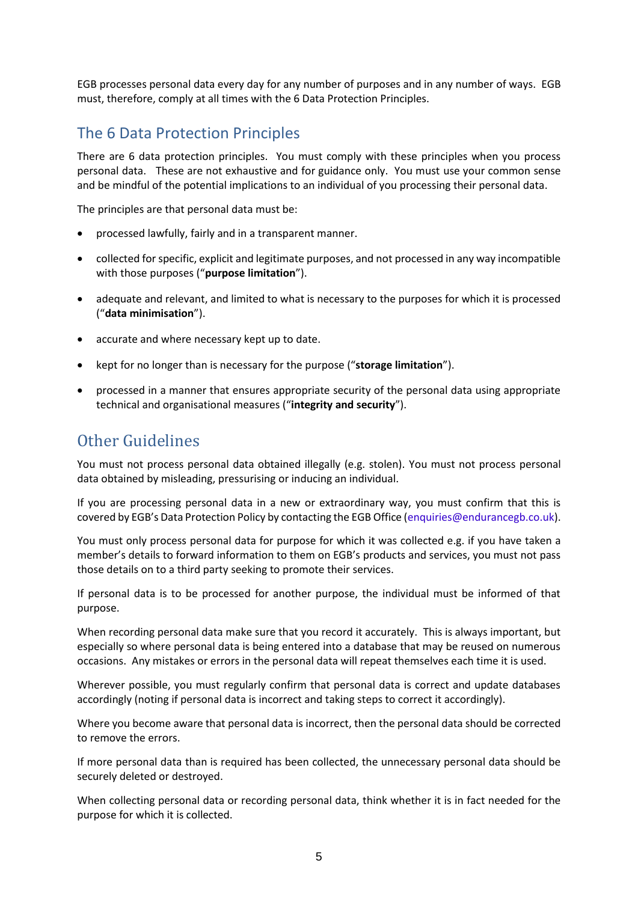EGB processes personal data every day for any number of purposes and in any number of ways. EGB must, therefore, comply at all times with the 6 Data Protection Principles.

## The 6 Data Protection Principles

There are 6 data protection principles. You must comply with these principles when you process personal data. These are not exhaustive and for guidance only. You must use your common sense and be mindful of the potential implications to an individual of you processing their personal data.

The principles are that personal data must be:

- processed lawfully, fairly and in a transparent manner.
- collected for specific, explicit and legitimate purposes, and not processed in any way incompatible with those purposes ("**purpose limitation**").
- adequate and relevant, and limited to what is necessary to the purposes for which it is processed ("**data minimisation**").
- accurate and where necessary kept up to date.
- kept for no longer than is necessary for the purpose ("**storage limitation**").
- processed in a manner that ensures appropriate security of the personal data using appropriate technical and organisational measures ("**integrity and security**").

## Other Guidelines

You must not process personal data obtained illegally (e.g. stolen). You must not process personal data obtained by misleading, pressurising or inducing an individual.

If you are processing personal data in a new or extraordinary way, you must confirm that this is covered by EGB's Data Protection Policy by contacting the EGB Office (enquiries@endurancegb.co.uk).

You must only process personal data for purpose for which it was collected e.g. if you have taken a member's details to forward information to them on EGB's products and services, you must not pass those details on to a third party seeking to promote their services.

If personal data is to be processed for another purpose, the individual must be informed of that purpose.

When recording personal data make sure that you record it accurately. This is always important, but especially so where personal data is being entered into a database that may be reused on numerous occasions. Any mistakes or errors in the personal data will repeat themselves each time it is used.

Wherever possible, you must regularly confirm that personal data is correct and update databases accordingly (noting if personal data is incorrect and taking steps to correct it accordingly).

Where you become aware that personal data is incorrect, then the personal data should be corrected to remove the errors.

If more personal data than is required has been collected, the unnecessary personal data should be securely deleted or destroyed.

When collecting personal data or recording personal data, think whether it is in fact needed for the purpose for which it is collected.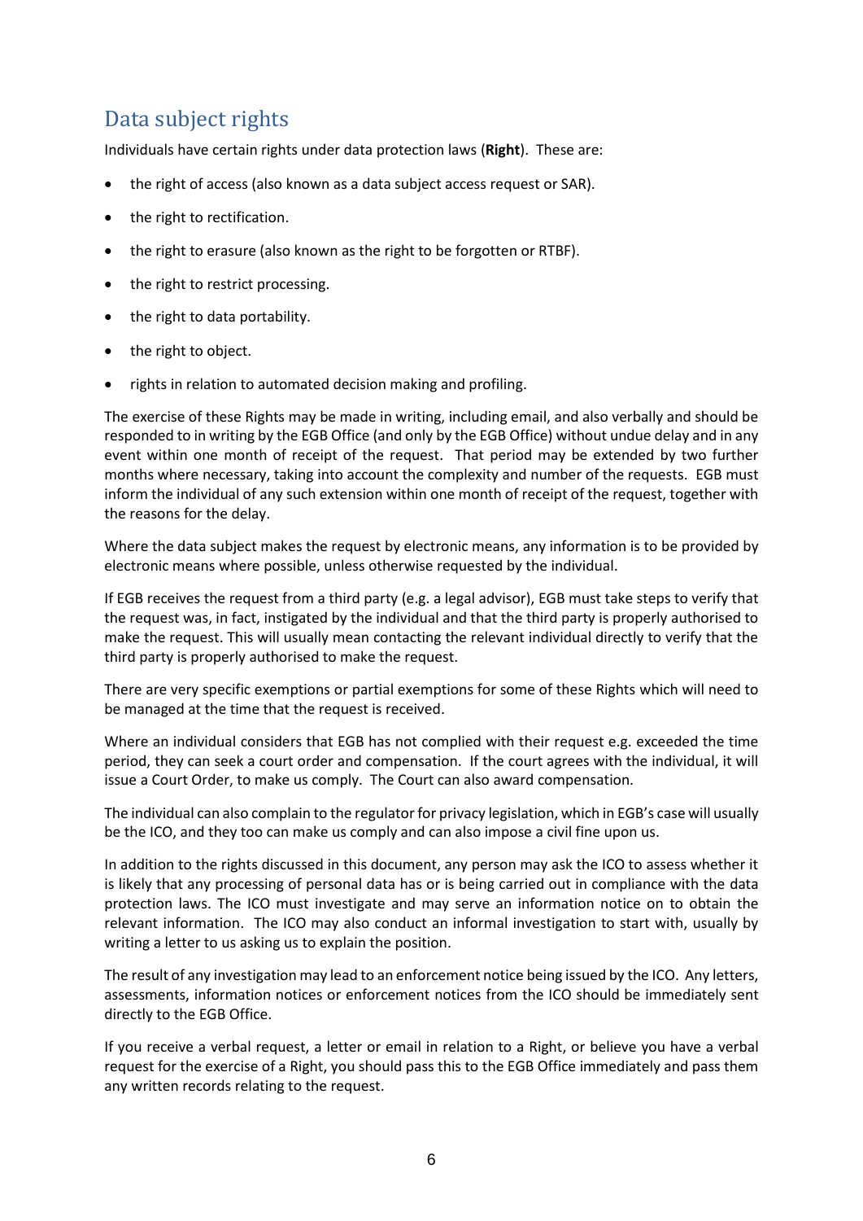## Data subject rights

Individuals have certain rights under data protection laws (**Right**). These are:

- the right of access (also known as a data subject access request or SAR).
- the right to rectification.
- the right to erasure (also known as the right to be forgotten or RTBF).
- the right to restrict processing.
- the right to data portability.
- the right to object.
- rights in relation to automated decision making and profiling.

The exercise of these Rights may be made in writing, including email, and also verbally and should be responded to in writing by the EGB Office (and only by the EGB Office) without undue delay and in any event within one month of receipt of the request. That period may be extended by two further months where necessary, taking into account the complexity and number of the requests. EGB must inform the individual of any such extension within one month of receipt of the request, together with the reasons for the delay.

Where the data subject makes the request by electronic means, any information is to be provided by electronic means where possible, unless otherwise requested by the individual.

If EGB receives the request from a third party (e.g. a legal advisor), EGB must take steps to verify that the request was, in fact, instigated by the individual and that the third party is properly authorised to make the request. This will usually mean contacting the relevant individual directly to verify that the third party is properly authorised to make the request.

There are very specific exemptions or partial exemptions for some of these Rights which will need to be managed at the time that the request is received.

Where an individual considers that EGB has not complied with their request e.g. exceeded the time period, they can seek a court order and compensation. If the court agrees with the individual, it will issue a Court Order, to make us comply. The Court can also award compensation.

The individual can also complain to the regulator for privacy legislation, which in EGB's case will usually be the ICO, and they too can make us comply and can also impose a civil fine upon us.

In addition to the rights discussed in this document, any person may ask the ICO to assess whether it is likely that any processing of personal data has or is being carried out in compliance with the data protection laws. The ICO must investigate and may serve an information notice on to obtain the relevant information. The ICO may also conduct an informal investigation to start with, usually by writing a letter to us asking us to explain the position.

The result of any investigation may lead to an enforcement notice being issued by the ICO. Any letters, assessments, information notices or enforcement notices from the ICO should be immediately sent directly to the EGB Office.

If you receive a verbal request, a letter or email in relation to a Right, or believe you have a verbal request for the exercise of a Right, you should pass this to the EGB Office immediately and pass them any written records relating to the request.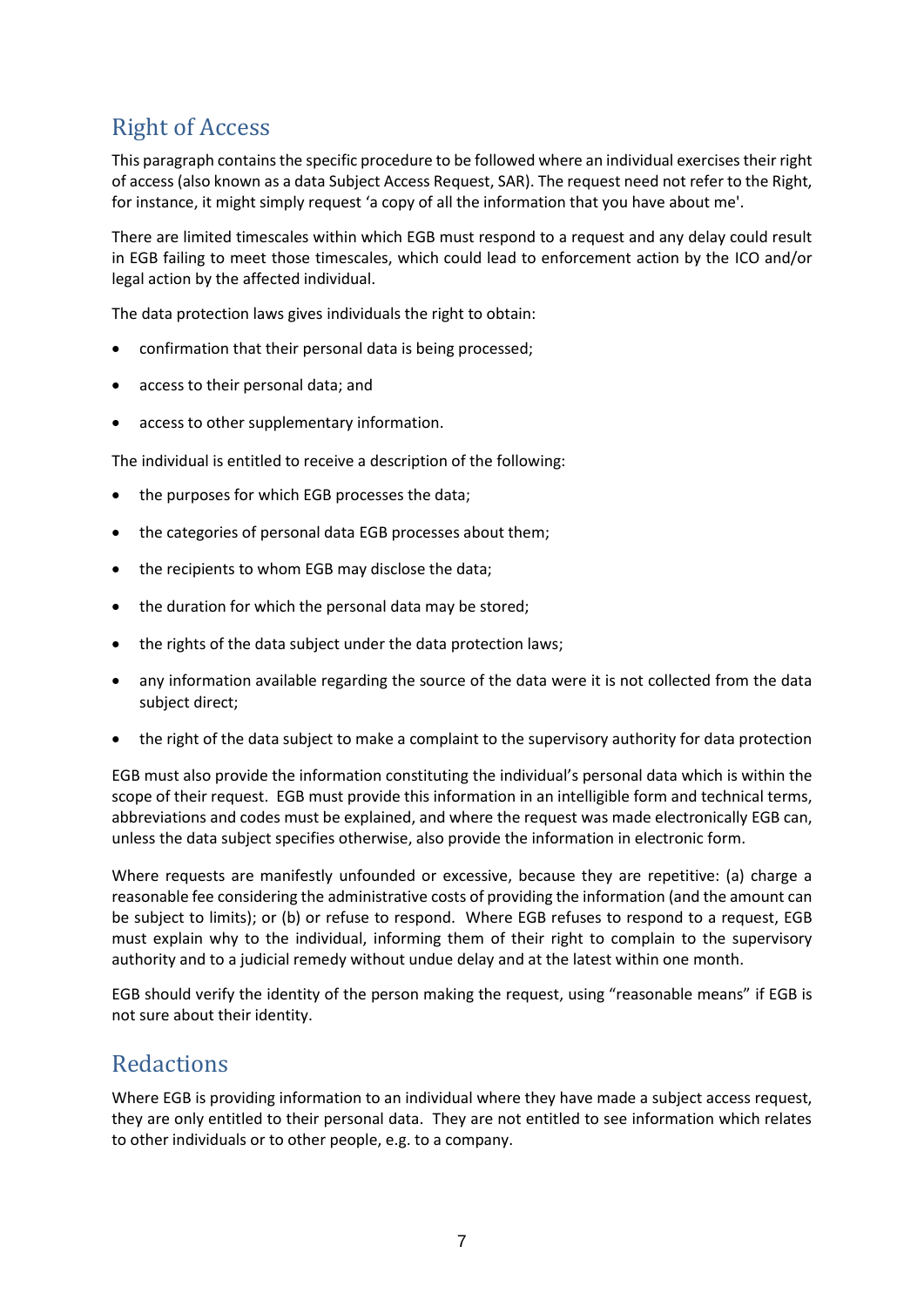## Right of Access

This paragraph contains the specific procedure to be followed where an individual exercises their right of access (also known as a data Subject Access Request, SAR). The request need not refer to the Right, for instance, it might simply request 'a copy of all the information that you have about me'.

There are limited timescales within which EGB must respond to a request and any delay could result in EGB failing to meet those timescales, which could lead to enforcement action by the ICO and/or legal action by the affected individual.

The data protection laws gives individuals the right to obtain:

- confirmation that their personal data is being processed;
- access to their personal data; and
- access to other supplementary information.

The individual is entitled to receive a description of the following:

- the purposes for which EGB processes the data;
- the categories of personal data EGB processes about them;
- the recipients to whom EGB may disclose the data;
- the duration for which the personal data may be stored;
- the rights of the data subject under the data protection laws;
- any information available regarding the source of the data were it is not collected from the data subject direct;
- the right of the data subject to make a complaint to the supervisory authority for data protection

EGB must also provide the information constituting the individual's personal data which is within the scope of their request. EGB must provide this information in an intelligible form and technical terms, abbreviations and codes must be explained, and where the request was made electronically EGB can, unless the data subject specifies otherwise, also provide the information in electronic form.

Where requests are manifestly unfounded or excessive, because they are repetitive: (a) charge a reasonable fee considering the administrative costs of providing the information (and the amount can be subject to limits); or (b) or refuse to respond. Where EGB refuses to respond to a request, EGB must explain why to the individual, informing them of their right to complain to the supervisory authority and to a judicial remedy without undue delay and at the latest within one month.

EGB should verify the identity of the person making the request, using "reasonable means" if EGB is not sure about their identity.

## Redactions

Where EGB is providing information to an individual where they have made a subject access request, they are only entitled to their personal data. They are not entitled to see information which relates to other individuals or to other people, e.g. to a company.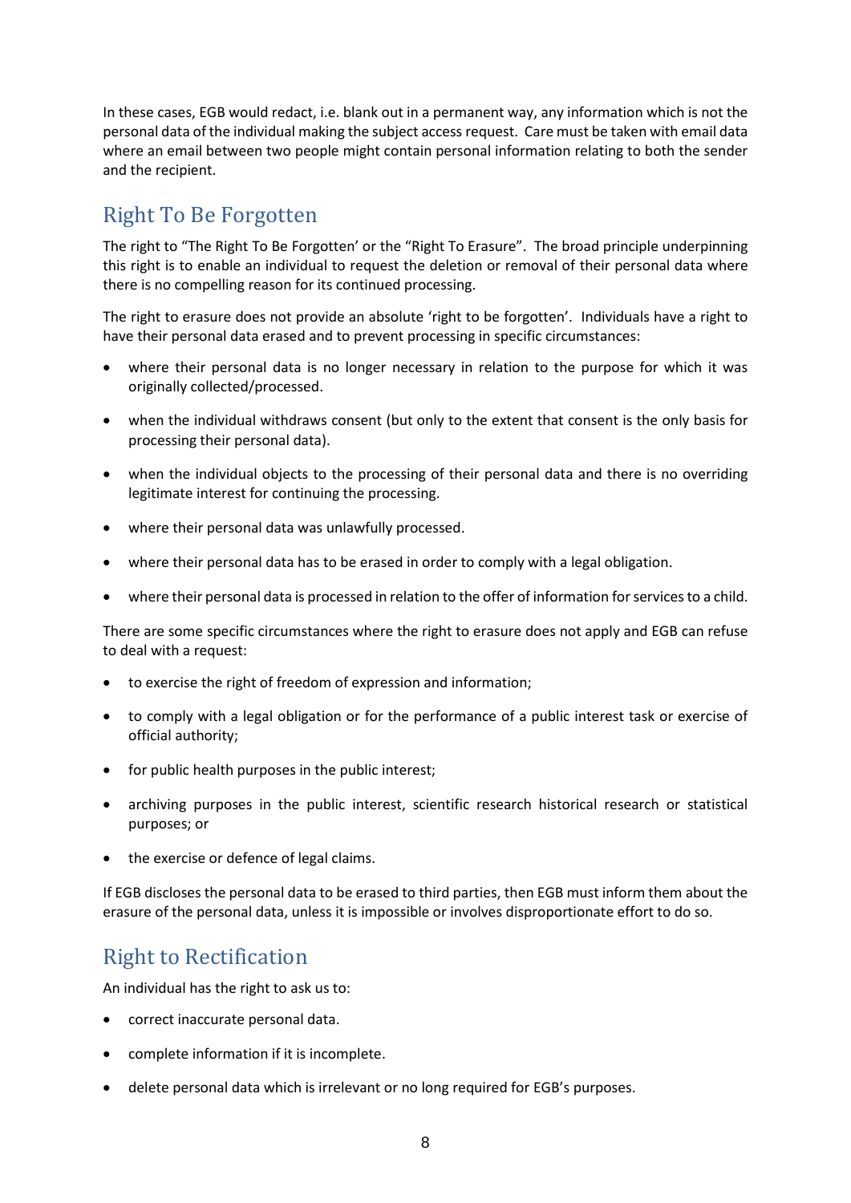In these cases, EGB would redact, i.e. blank out in a permanent way, any information which is not the personal data of the individual making the subject access request. Care must be taken with email data where an email between two people might contain personal information relating to both the sender and the recipient.

## Right To Be Forgotten

The right to "The Right To Be Forgotten' or the "Right To Erasure". The broad principle underpinning this right is to enable an individual to request the deletion or removal of their personal data where there is no compelling reason for its continued processing.

The right to erasure does not provide an absolute 'right to be forgotten'. Individuals have a right to have their personal data erased and to prevent processing in specific circumstances:

- where their personal data is no longer necessary in relation to the purpose for which it was originally collected/processed.
- when the individual withdraws consent (but only to the extent that consent is the only basis for processing their personal data).
- when the individual objects to the processing of their personal data and there is no overriding legitimate interest for continuing the processing.
- where their personal data was unlawfully processed.
- where their personal data has to be erased in order to comply with a legal obligation.
- where their personal data is processed in relation to the offer of information for services to a child.

There are some specific circumstances where the right to erasure does not apply and EGB can refuse to deal with a request:

- to exercise the right of freedom of expression and information;
- to comply with a legal obligation or for the performance of a public interest task or exercise of official authority;
- for public health purposes in the public interest;
- archiving purposes in the public interest, scientific research historical research or statistical purposes; or
- the exercise or defence of legal claims.

If EGB discloses the personal data to be erased to third parties, then EGB must inform them about the erasure of the personal data, unless it is impossible or involves disproportionate effort to do so.

## Right to Rectification

An individual has the right to ask us to:

- correct inaccurate personal data.
- complete information if it is incomplete.
- delete personal data which is irrelevant or no long required for EGB's purposes.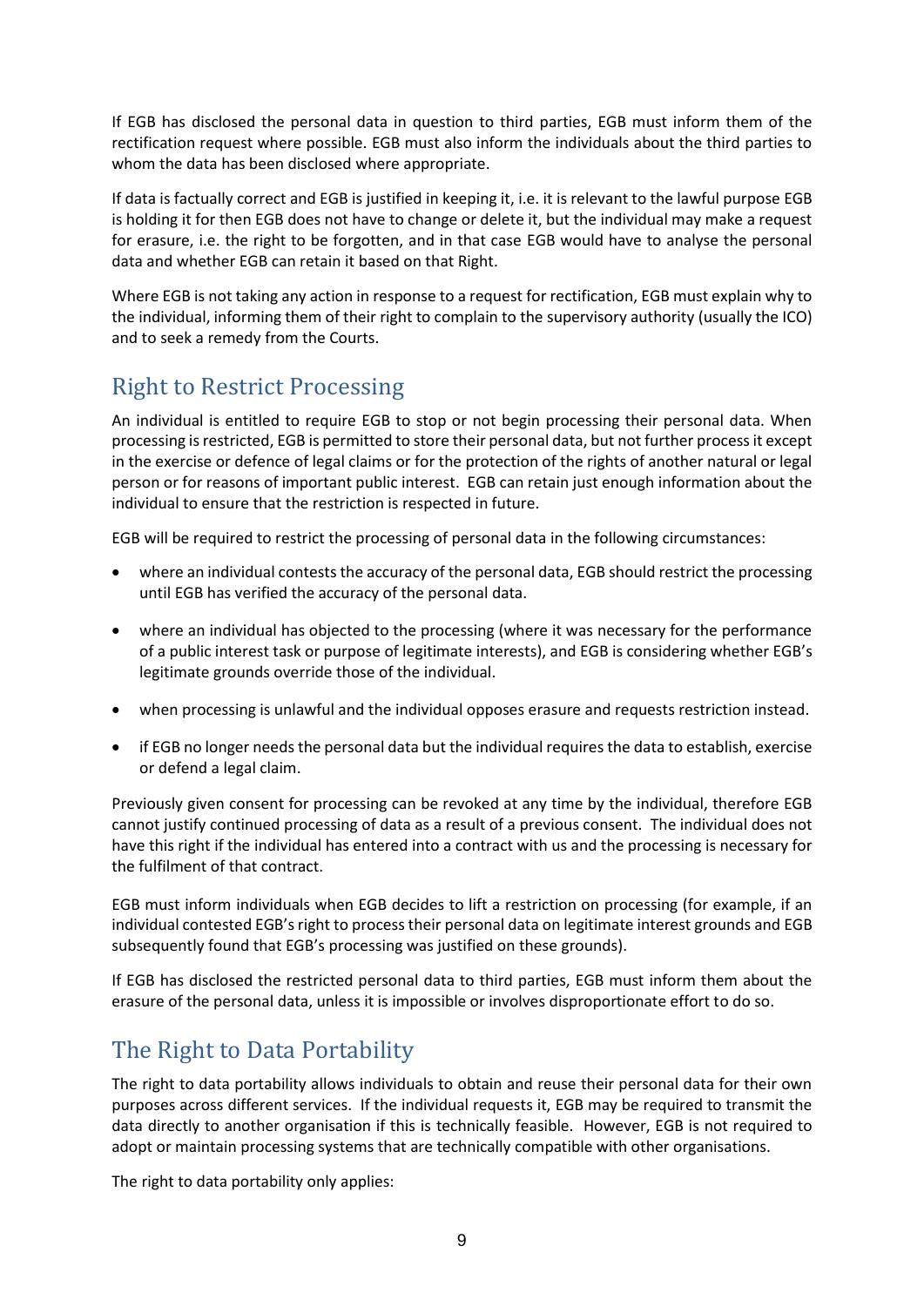If EGB has disclosed the personal data in question to third parties, EGB must inform them of the rectification request where possible. EGB must also inform the individuals about the third parties to whom the data has been disclosed where appropriate.

If data is factually correct and EGB is justified in keeping it, i.e. it is relevant to the lawful purpose EGB is holding it for then EGB does not have to change or delete it, but the individual may make a request for erasure, i.e. the right to be forgotten, and in that case EGB would have to analyse the personal data and whether EGB can retain it based on that Right.

Where EGB is not taking any action in response to a request for rectification, EGB must explain why to the individual, informing them of their right to complain to the supervisory authority (usually the ICO) and to seek a remedy from the Courts.

## Right to Restrict Processing

An individual is entitled to require EGB to stop or not begin processing their personal data. When processing is restricted, EGB is permitted to store their personal data, but not further process it except in the exercise or defence of legal claims or for the protection of the rights of another natural or legal person or for reasons of important public interest. EGB can retain just enough information about the individual to ensure that the restriction is respected in future.

EGB will be required to restrict the processing of personal data in the following circumstances:

- where an individual contests the accuracy of the personal data, EGB should restrict the processing until EGB has verified the accuracy of the personal data.
- where an individual has objected to the processing (where it was necessary for the performance of a public interest task or purpose of legitimate interests), and EGB is considering whether EGB's legitimate grounds override those of the individual.
- when processing is unlawful and the individual opposes erasure and requests restriction instead.
- if EGB no longer needs the personal data but the individual requires the data to establish, exercise or defend a legal claim.

Previously given consent for processing can be revoked at any time by the individual, therefore EGB cannot justify continued processing of data as a result of a previous consent. The individual does not have this right if the individual has entered into a contract with us and the processing is necessary for the fulfilment of that contract.

EGB must inform individuals when EGB decides to lift a restriction on processing (for example, if an individual contested EGB's right to process their personal data on legitimate interest grounds and EGB subsequently found that EGB's processing was justified on these grounds).

If EGB has disclosed the restricted personal data to third parties, EGB must inform them about the erasure of the personal data, unless it is impossible or involves disproportionate effort to do so.

## The Right to Data Portability

The right to data portability allows individuals to obtain and reuse their personal data for their own purposes across different services. If the individual requests it, EGB may be required to transmit the data directly to another organisation if this is technically feasible. However, EGB is not required to adopt or maintain processing systems that are technically compatible with other organisations.

The right to data portability only applies: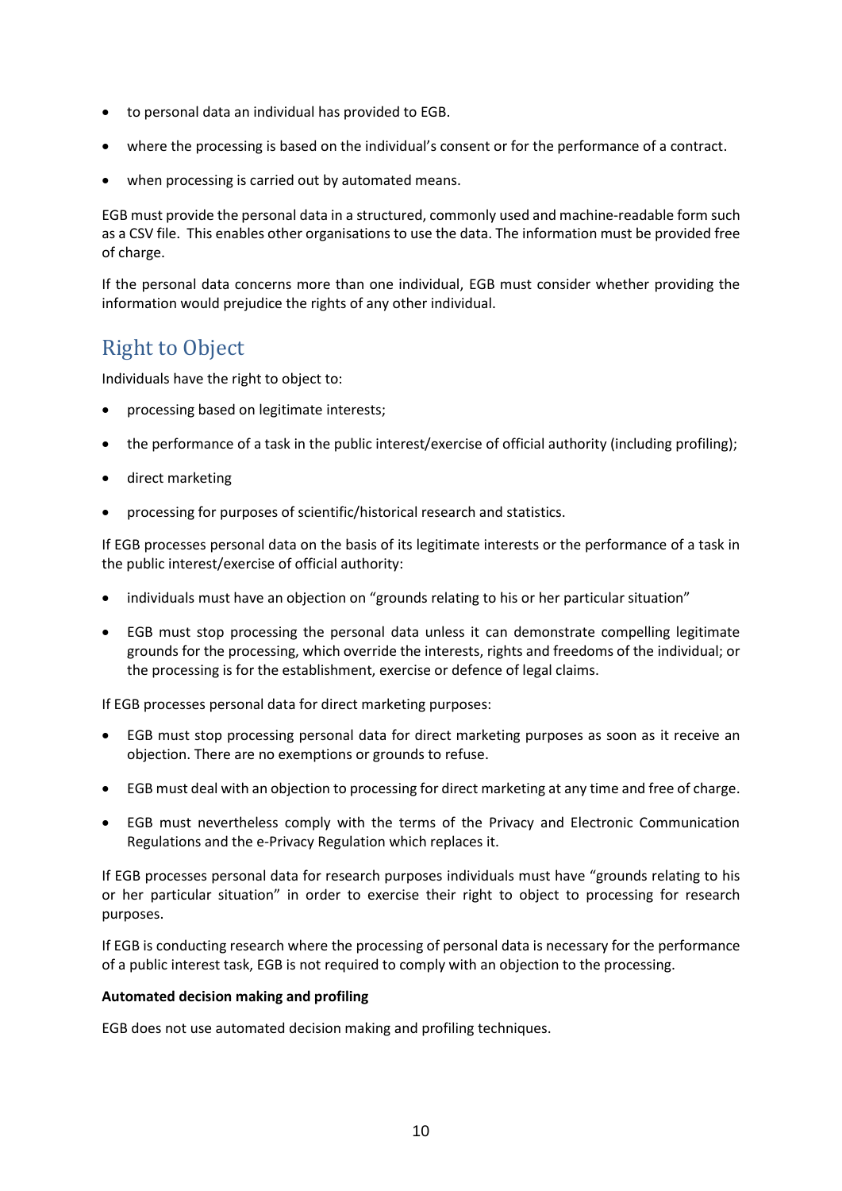- to personal data an individual has provided to EGB.
- where the processing is based on the individual's consent or for the performance of a contract.
- when processing is carried out by automated means.

EGB must provide the personal data in a structured, commonly used and machine-readable form such as a CSV file. This enables other organisations to use the data. The information must be provided free of charge.

If the personal data concerns more than one individual, EGB must consider whether providing the information would prejudice the rights of any other individual.

## Right to Object

Individuals have the right to object to:

- processing based on legitimate interests;
- the performance of a task in the public interest/exercise of official authority (including profiling);
- direct marketing
- processing for purposes of scientific/historical research and statistics.

If EGB processes personal data on the basis of its legitimate interests or the performance of a task in the public interest/exercise of official authority:

- individuals must have an objection on "grounds relating to his or her particular situation"
- EGB must stop processing the personal data unless it can demonstrate compelling legitimate grounds for the processing, which override the interests, rights and freedoms of the individual; or the processing is for the establishment, exercise or defence of legal claims.

If EGB processes personal data for direct marketing purposes:

- EGB must stop processing personal data for direct marketing purposes as soon as it receive an objection. There are no exemptions or grounds to refuse.
- EGB must deal with an objection to processing for direct marketing at any time and free of charge.
- EGB must nevertheless comply with the terms of the Privacy and Electronic Communication Regulations and the e-Privacy Regulation which replaces it.

If EGB processes personal data for research purposes individuals must have "grounds relating to his or her particular situation" in order to exercise their right to object to processing for research purposes.

If EGB is conducting research where the processing of personal data is necessary for the performance of a public interest task, EGB is not required to comply with an objection to the processing.

**Automated decision making and profiling**

EGB does not use automated decision making and profiling techniques.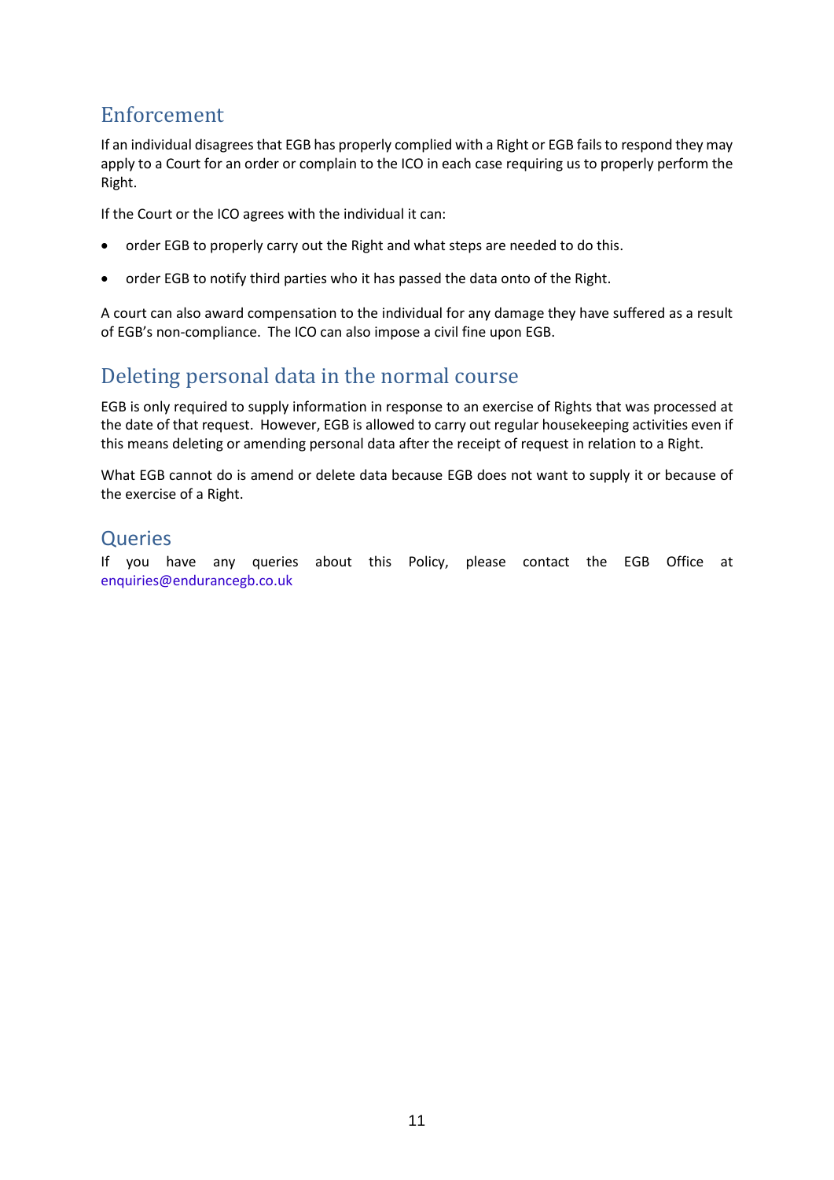## Enforcement

If an individual disagrees that EGB has properly complied with a Right or EGB fails to respond they may apply to a Court for an order or complain to the ICO in each case requiring us to properly perform the Right.

If the Court or the ICO agrees with the individual it can:

- order EGB to properly carry out the Right and what steps are needed to do this.
- order EGB to notify third parties who it has passed the data onto of the Right.

A court can also award compensation to the individual for any damage they have suffered as a result of EGB's non-compliance. The ICO can also impose a civil fine upon EGB.

## Deleting personal data in the normal course

EGB is only required to supply information in response to an exercise of Rights that was processed at the date of that request. However, EGB is allowed to carry out regular housekeeping activities even if this means deleting or amending personal data after the receipt of request in relation to a Right.

What EGB cannot do is amend or delete data because EGB does not want to supply it or because of the exercise of a Right.

## Queries

If you have any queries about this Policy, please contact the EGB Office at enquiries@endurancegb.co.uk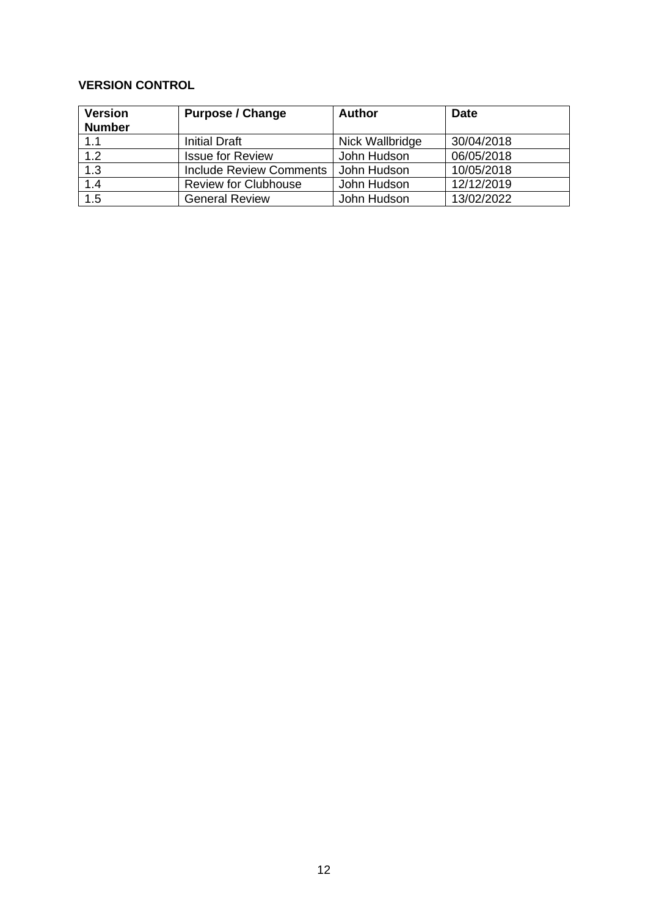**VERSION CONTROL**

| Version Number | Purpose / Change | Author | Date |
|---|---|---|---|
| 1.1 | Initial Draft | Nick Wallbridge | 30/04/2018 |
| 1.2 | Issue for Review | John Hudson | 06/05/2018 |
| 1.3 | Include Review Comments | John Hudson | 10/05/2018 |
| 1.4 | Review for Clubhouse | John Hudson | 12/12/2019 |
| 1.5 | General Review | John Hudson | 13/02/2022 |